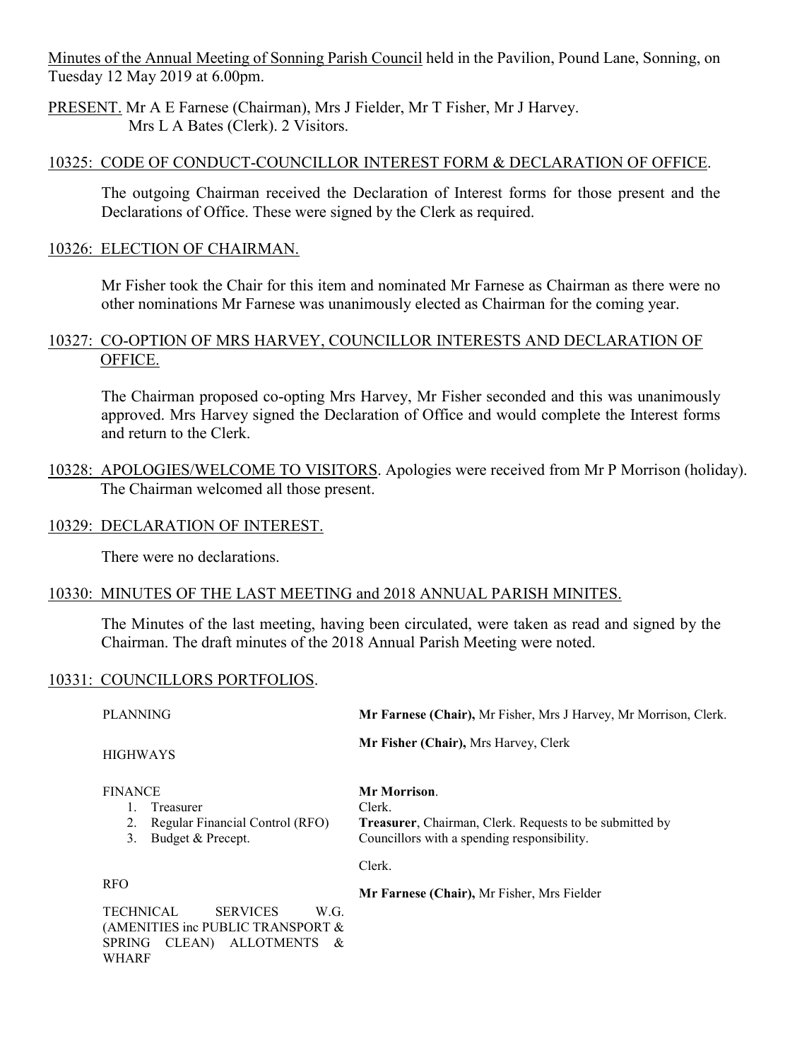Minutes of the Annual Meeting of Sonning Parish Council held in the Pavilion, Pound Lane, Sonning, on Tuesday 12 May 2019 at 6.00pm.

PRESENT. Mr A E Farnese (Chairman), Mrs J Fielder, Mr T Fisher, Mr J Harvey.
Mrs L A Bates (Clerk). 2 Visitors.

10325: CODE OF CONDUCT-COUNCILLOR INTEREST FORM & DECLARATION OF OFFICE.

The outgoing Chairman received the Declaration of Interest forms for those present and the Declarations of Office. These were signed by the Clerk as required.

10326: ELECTION OF CHAIRMAN.

Mr Fisher took the Chair for this item and nominated Mr Farnese as Chairman as there were no other nominations Mr Farnese was unanimously elected as Chairman for the coming year.

10327: CO-OPTION OF MRS HARVEY, COUNCILLOR INTERESTS AND DECLARATION OF OFFICE.

The Chairman proposed co-opting Mrs Harvey, Mr Fisher seconded and this was unanimously approved. Mrs Harvey signed the Declaration of Office and would complete the Interest forms and return to the Clerk.

10328: APOLOGIES/WELCOME TO VISITORS. Apologies were received from Mr P Morrison (holiday). The Chairman welcomed all those present.

10329: DECLARATION OF INTEREST.

There were no declarations.

10330: MINUTES OF THE LAST MEETING and 2018 ANNUAL PARISH MINITES.

The Minutes of the last meeting, having been circulated, were taken as read and signed by the Chairman. The draft minutes of the 2018 Annual Parish Meeting were noted.

10331: COUNCILLORS PORTFOLIOS.

| | |
|---|---|
| PLANNING | **Mr Farnese (Chair),** Mr Fisher, Mrs J Harvey, Mr Morrison, Clerk. |
| HIGHWAYS | **Mr Fisher (Chair),** Mrs Harvey, Clerk |
| FINANCE<br>1. Treasurer<br>2. Regular Financial Control (RFO)<br>3. Budget & Precept. | **Mr Morrison**.<br>Clerk.<br>**Treasurer**, Chairman, Clerk. Requests to be submitted by Councillors with a spending responsibility. |
| RFO | Clerk. |
| TECHNICAL SERVICES W.G. (AMENITIES inc PUBLIC TRANSPORT & SPRING CLEAN) ALLOTMENTS & WHARF | **Mr Farnese (Chair),** Mr Fisher, Mrs Fielder |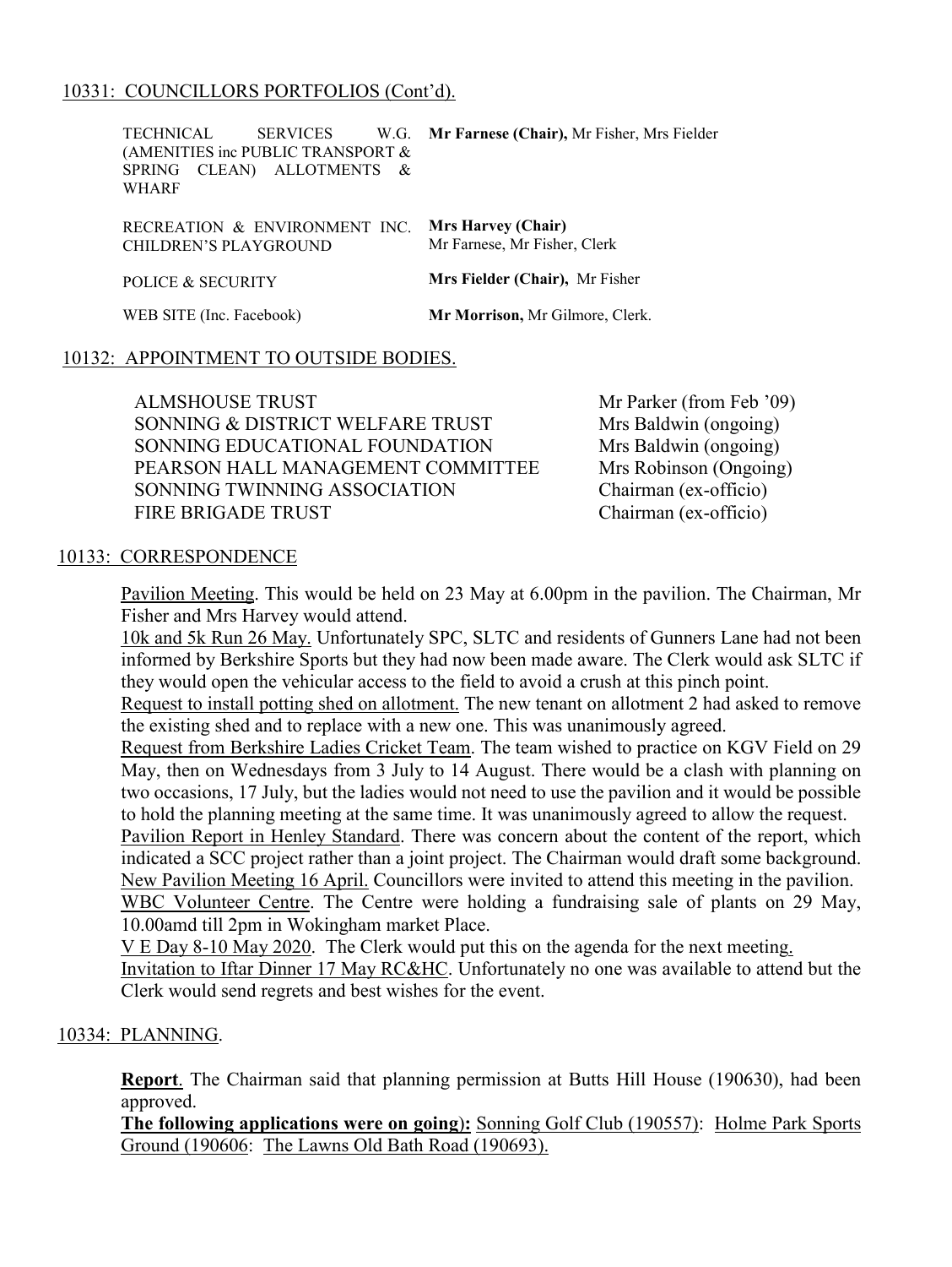## 10331: COUNCILLORS PORTFOLIOS (Cont'd).

| | |
|---|---|
| TECHNICAL SERVICES W.G. (AMENITIES inc PUBLIC TRANSPORT & SPRING CLEAN) ALLOTMENTS & WHARF | **Mr Farnese (Chair),** Mr Fisher, Mrs Fielder |
| RECREATION & ENVIRONMENT INC. CHILDREN'S PLAYGROUND | **Mrs Harvey (Chair)** Mr Farnese, Mr Fisher, Clerk |
| POLICE & SECURITY | **Mrs Fielder (Chair),** Mr Fisher |
| WEB SITE (Inc. Facebook) | **Mr Morrison,** Mr Gilmore, Clerk. |

## 10132: APPOINTMENT TO OUTSIDE BODIES.

| | |
|---|---|
| ALMSHOUSE TRUST | Mr Parker (from Feb '09) |
| SONNING & DISTRICT WELFARE TRUST | Mrs Baldwin (ongoing) |
| SONNING EDUCATIONAL FOUNDATION | Mrs Baldwin (ongoing) |
| PEARSON HALL MANAGEMENT COMMITTEE | Mrs Robinson (Ongoing) |
| SONNING TWINNING ASSOCIATION | Chairman (ex-officio) |
| FIRE BRIGADE TRUST | Chairman (ex-officio) |

## 10133: CORRESPONDENCE

Pavilion Meeting. This would be held on 23 May at 6.00pm in the pavilion. The Chairman, Mr Fisher and Mrs Harvey would attend.

10k and 5k Run 26 May. Unfortunately SPC, SLTC and residents of Gunners Lane had not been informed by Berkshire Sports but they had now been made aware. The Clerk would ask SLTC if they would open the vehicular access to the field to avoid a crush at this pinch point.

Request to install potting shed on allotment. The new tenant on allotment 2 had asked to remove the existing shed and to replace with a new one. This was unanimously agreed.

Request from Berkshire Ladies Cricket Team. The team wished to practice on KGV Field on 29 May, then on Wednesdays from 3 July to 14 August. There would be a clash with planning on two occasions, 17 July, but the ladies would not need to use the pavilion and it would be possible to hold the planning meeting at the same time. It was unanimously agreed to allow the request.

Pavilion Report in Henley Standard. There was concern about the content of the report, which indicated a SCC project rather than a joint project. The Chairman would draft some background.

New Pavilion Meeting 16 April. Councillors were invited to attend this meeting in the pavilion.

WBC Volunteer Centre. The Centre were holding a fundraising sale of plants on 29 May, 10.00amd till 2pm in Wokingham market Place.

V E Day 8-10 May 2020. The Clerk would put this on the agenda for the next meeting.

Invitation to Iftar Dinner 17 May RC&HC. Unfortunately no one was available to attend but the Clerk would send regrets and best wishes for the event.

## 10334: PLANNING.

**Report**. The Chairman said that planning permission at Butts Hill House (190630), had been approved.

**The following applications were on going):** Sonning Golf Club (190557): Holme Park Sports Ground (190606: The Lawns Old Bath Road (190693).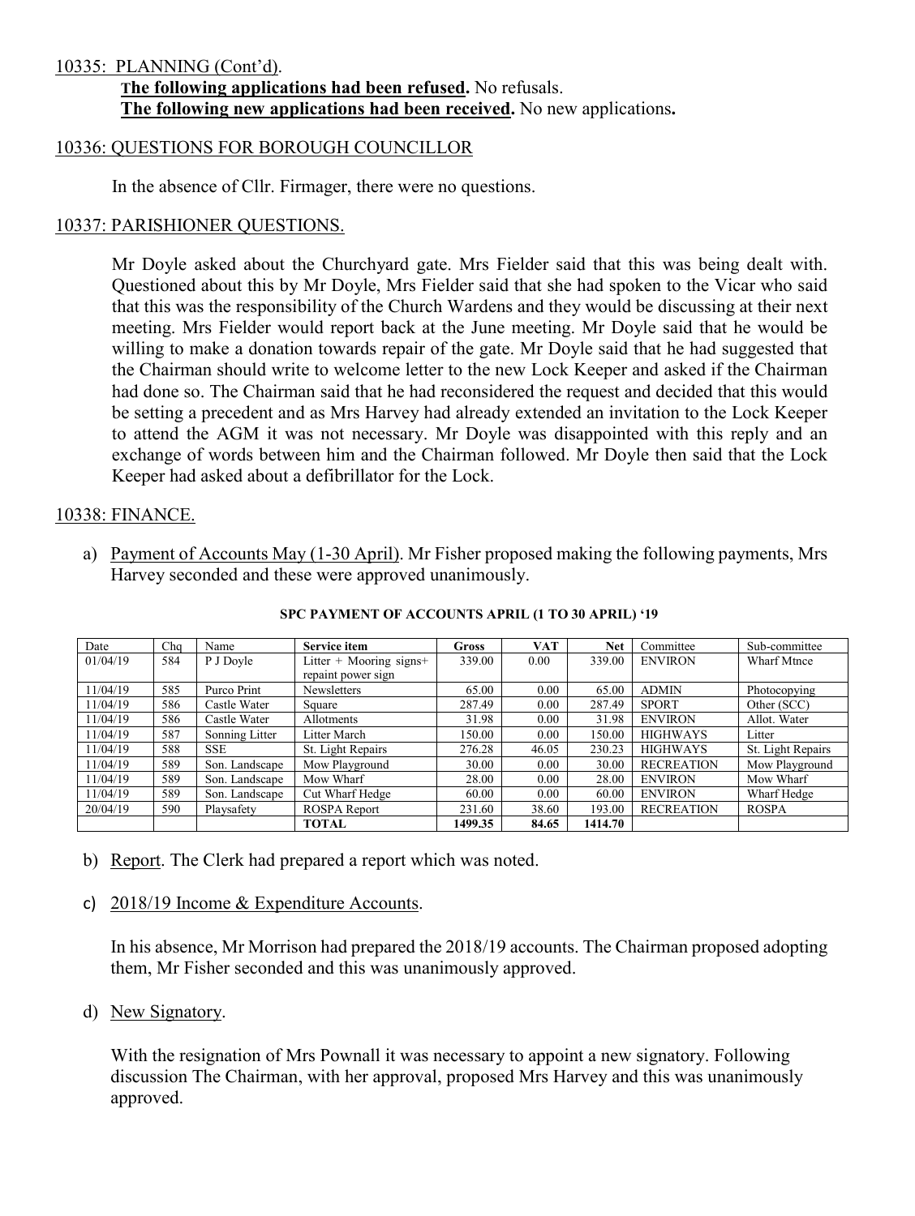10335: PLANNING (Cont'd).

**The following applications had been refused.** No refusals.
**The following new applications had been received.** No new applications**.**

10336: QUESTIONS FOR BOROUGH COUNCILLOR

In the absence of Cllr. Firmager, there were no questions.

10337: PARISHIONER QUESTIONS.

Mr Doyle asked about the Churchyard gate. Mrs Fielder said that this was being dealt with. Questioned about this by Mr Doyle, Mrs Fielder said that she had spoken to the Vicar who said that this was the responsibility of the Church Wardens and they would be discussing at their next meeting. Mrs Fielder would report back at the June meeting. Mr Doyle said that he would be willing to make a donation towards repair of the gate. Mr Doyle said that he had suggested that the Chairman should write to welcome letter to the new Lock Keeper and asked if the Chairman had done so. The Chairman said that he had reconsidered the request and decided that this would be setting a precedent and as Mrs Harvey had already extended an invitation to the Lock Keeper to attend the AGM it was not necessary. Mr Doyle was disappointed with this reply and an exchange of words between him and the Chairman followed. Mr Doyle then said that the Lock Keeper had asked about a defibrillator for the Lock.

10338: FINANCE.

a) Payment of Accounts May (1-30 April). Mr Fisher proposed making the following payments, Mrs Harvey seconded and these were approved unanimously.

**SPC PAYMENT OF ACCOUNTS APRIL (1 TO 30 APRIL) '19**

| Date | Chq | Name | Service item | Gross | VAT | Net | Committee | Sub-committee |
|---|---|---|---|---|---|---|---|---|
| 01/04/19 | 584 | P J Doyle | Litter + Mooring signs+ repaint power sign | 339.00 | 0.00 | 339.00 | ENVIRON | Wharf Mtnce |
| 11/04/19 | 585 | Purco Print | Newsletters | 65.00 | 0.00 | 65.00 | ADMIN | Photocopying |
| 11/04/19 | 586 | Castle Water | Square | 287.49 | 0.00 | 287.49 | SPORT | Other (SCC) |
| 11/04/19 | 586 | Castle Water | Allotments | 31.98 | 0.00 | 31.98 | ENVIRON | Allot. Water |
| 11/04/19 | 587 | Sonning Litter | Litter March | 150.00 | 0.00 | 150.00 | HIGHWAYS | Litter |
| 11/04/19 | 588 | SSE | St. Light Repairs | 276.28 | 46.05 | 230.23 | HIGHWAYS | St. Light Repairs |
| 11/04/19 | 589 | Son. Landscape | Mow Playground | 30.00 | 0.00 | 30.00 | RECREATION | Mow Playground |
| 11/04/19 | 589 | Son. Landscape | Mow Wharf | 28.00 | 0.00 | 28.00 | ENVIRON | Mow Wharf |
| 11/04/19 | 589 | Son. Landscape | Cut Wharf Hedge | 60.00 | 0.00 | 60.00 | ENVIRON | Wharf Hedge |
| 20/04/19 | 590 | Playsafety | ROSPA Report | 231.60 | 38.60 | 193.00 | RECREATION | ROSPA |
| | | | **TOTAL** | **1499.35** | **84.65** | **1414.70** | | |

b) Report. The Clerk had prepared a report which was noted.

c) 2018/19 Income & Expenditure Accounts.

In his absence, Mr Morrison had prepared the 2018/19 accounts. The Chairman proposed adopting them, Mr Fisher seconded and this was unanimously approved.

d) New Signatory.

With the resignation of Mrs Pownall it was necessary to appoint a new signatory. Following discussion The Chairman, with her approval, proposed Mrs Harvey and this was unanimously approved.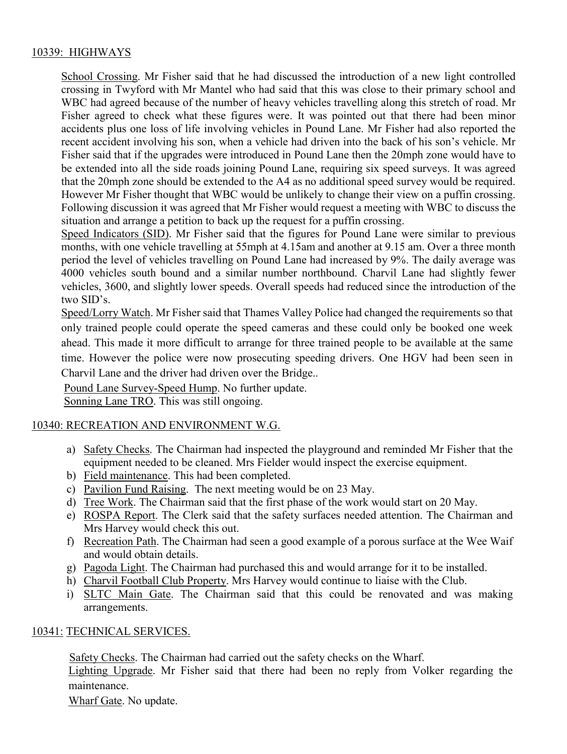## 10339: HIGHWAYS

School Crossing. Mr Fisher said that he had discussed the introduction of a new light controlled crossing in Twyford with Mr Mantel who had said that this was close to their primary school and WBC had agreed because of the number of heavy vehicles travelling along this stretch of road. Mr Fisher agreed to check what these figures were. It was pointed out that there had been minor accidents plus one loss of life involving vehicles in Pound Lane. Mr Fisher had also reported the recent accident involving his son, when a vehicle had driven into the back of his son's vehicle. Mr Fisher said that if the upgrades were introduced in Pound Lane then the 20mph zone would have to be extended into all the side roads joining Pound Lane, requiring six speed surveys. It was agreed that the 20mph zone should be extended to the A4 as no additional speed survey would be required. However Mr Fisher thought that WBC would be unlikely to change their view on a puffin crossing. Following discussion it was agreed that Mr Fisher would request a meeting with WBC to discuss the situation and arrange a petition to back up the request for a puffin crossing.

Speed Indicators (SID). Mr Fisher said that the figures for Pound Lane were similar to previous months, with one vehicle travelling at 55mph at 4.15am and another at 9.15 am. Over a three month period the level of vehicles travelling on Pound Lane had increased by 9%. The daily average was 4000 vehicles south bound and a similar number northbound. Charvil Lane had slightly fewer vehicles, 3600, and slightly lower speeds. Overall speeds had reduced since the introduction of the two SID's.

Speed/Lorry Watch. Mr Fisher said that Thames Valley Police had changed the requirements so that only trained people could operate the speed cameras and these could only be booked one week ahead. This made it more difficult to arrange for three trained people to be available at the same time. However the police were now prosecuting speeding drivers. One HGV had been seen in Charvil Lane and the driver had driven over the Bridge..

Pound Lane Survey-Speed Hump. No further update.

Sonning Lane TRO. This was still ongoing.

## 10340: RECREATION AND ENVIRONMENT W.G.

a) Safety Checks. The Chairman had inspected the playground and reminded Mr Fisher that the equipment needed to be cleaned. Mrs Fielder would inspect the exercise equipment.
b) Field maintenance. This had been completed.
c) Pavilion Fund Raising. The next meeting would be on 23 May.
d) Tree Work. The Chairman said that the first phase of the work would start on 20 May.
e) ROSPA Report. The Clerk said that the safety surfaces needed attention. The Chairman and Mrs Harvey would check this out.
f) Recreation Path. The Chairman had seen a good example of a porous surface at the Wee Waif and would obtain details.
g) Pagoda Light. The Chairman had purchased this and would arrange for it to be installed.
h) Charvil Football Club Property. Mrs Harvey would continue to liaise with the Club.
i) SLTC Main Gate. The Chairman said that this could be renovated and was making arrangements.

## 10341: TECHNICAL SERVICES.

Safety Checks. The Chairman had carried out the safety checks on the Wharf.

Lighting Upgrade. Mr Fisher said that there had been no reply from Volker regarding the maintenance.

Wharf Gate. No update.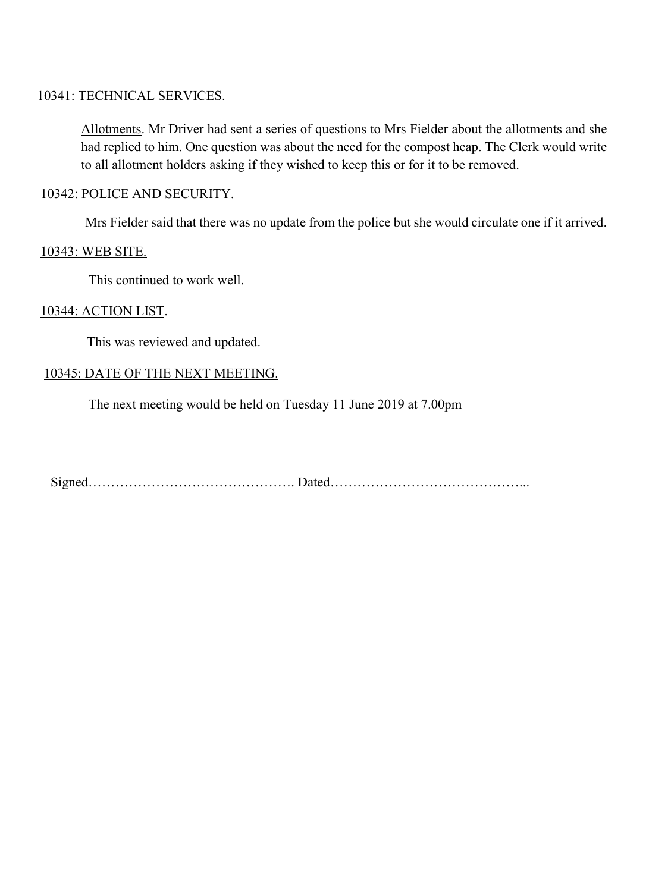10341: TECHNICAL SERVICES.

Allotments. Mr Driver had sent a series of questions to Mrs Fielder about the allotments and she had replied to him. One question was about the need for the compost heap. The Clerk would write to all allotment holders asking if they wished to keep this or for it to be removed.

10342: POLICE AND SECURITY.

Mrs Fielder said that there was no update from the police but she would circulate one if it arrived.

10343: WEB SITE.

This continued to work well.

10344: ACTION LIST.

This was reviewed and updated.

10345: DATE OF THE NEXT MEETING.

The next meeting would be held on Tuesday 11 June 2019 at 7.00pm

Signed………………………………………. Dated……………………………………...